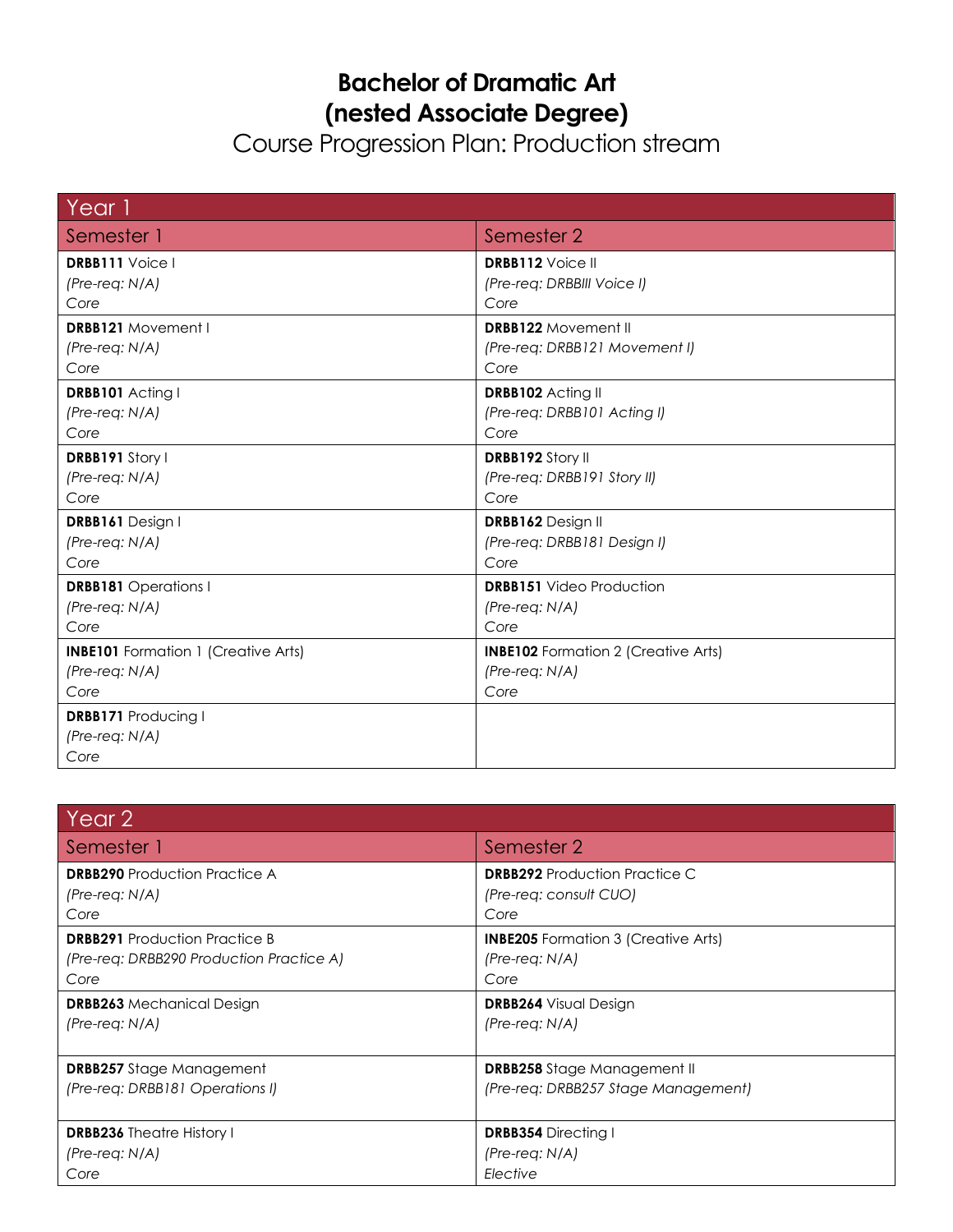# Bachelor of Dramatic Art (nested Associate Degree)

## Course Progression Plan: Production stream

| Year 1 | |
|---|---|
| **Semester 1** | **Semester 2** |
| **DRBB111** Voice I<br>*(Pre-req: N/A)*<br>*Core* | **DRBB112** Voice II<br>*(Pre-req: DRBBlll Voice I)*<br>*Core* |
| **DRBB121** Movement I<br>*(Pre-req: N/A)*<br>*Core* | **DRBB122** Movement II<br>*(Pre-req: DRBB121 Movement I)*<br>*Core* |
| **DRBB101** Acting I<br>*(Pre-req: N/A)*<br>*Core* | **DRBB102** Acting II<br>*(Pre-req: DRBB101 Acting I)*<br>*Core* |
| **DRBB191** Story I<br>*(Pre-req: N/A)*<br>*Core* | **DRBB192** Story II<br>*(Pre-req: DRBB191 Story II)*<br>*Core* |
| **DRBB161** Design I<br>*(Pre-req: N/A)*<br>*Core* | **DRBB162** Design II<br>*(Pre-req: DRBB181 Design I)*<br>*Core* |
| **DRBB181** Operations I<br>*(Pre-req: N/A)*<br>*Core* | **DRBB151** Video Production<br>*(Pre-req: N/A)*<br>*Core* |
| **INBE101** Formation 1 (Creative Arts)<br>*(Pre-req: N/A)*<br>*Core* | **INBE102** Formation 2 (Creative Arts)<br>*(Pre-req: N/A)*<br>*Core* |
| **DRBB171** Producing I<br>*(Pre-req: N/A)*<br>*Core* | |

| Year 2 | |
|---|---|
| **Semester 1** | **Semester 2** |
| **DRBB290** Production Practice A<br>*(Pre-req: N/A)*<br>*Core* | **DRBB292** Production Practice C<br>*(Pre-req: consult CUO)*<br>*Core* |
| **DRBB291** Production Practice B<br>*(Pre-req: DRBB290 Production Practice A)*<br>*Core* | **INBE205** Formation 3 (Creative Arts)<br>*(Pre-req: N/A)*<br>*Core* |
| **DRBB263** Mechanical Design<br>*(Pre-req: N/A)* | **DRBB264** Visual Design<br>*(Pre-req: N/A)* |
| **DRBB257** Stage Management<br>*(Pre-req: DRBB181 Operations I)* | **DRBB258** Stage Management II<br>*(Pre-req: DRBB257 Stage Management)* |
| **DRBB236** Theatre History I<br>*(Pre-req: N/A)*<br>*Core* | **DRBB354** Directing I<br>*(Pre-req: N/A)*<br>*Elective* |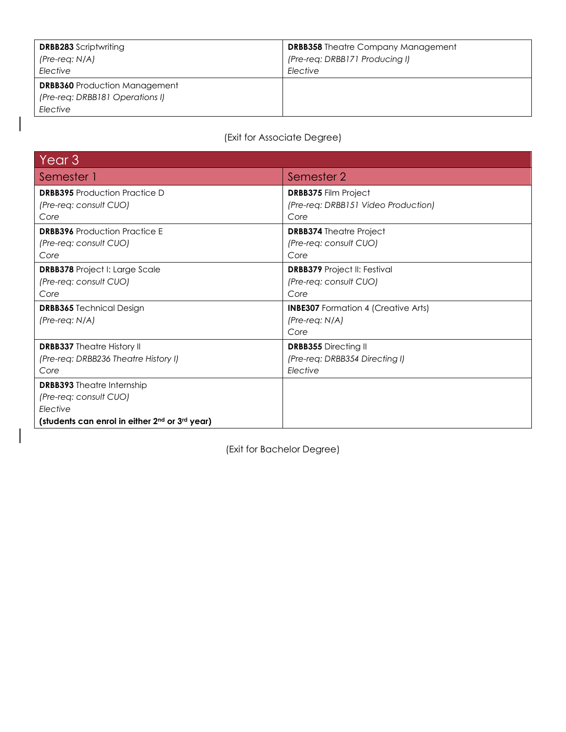| | |
|---|---|
| **DRBB283** Scriptwriting<br>*(Pre-req: N/A)*<br>*Elective* | **DRBB358** Theatre Company Management<br>*(Pre-req: DRBB171 Producing I)*<br>*Elective* |
| **DRBB360** Production Management<br>*(Pre-req: DRBB181 Operations I)*<br>*Elective* | |

(Exit for Associate Degree)

| Year 3 | |
|---|---|
| Semester 1 | Semester 2 |
| **DRBB395** Production Practice D<br>*(Pre-req: consult CUO)*<br>*Core* | **DRBB375** Film Project<br>*(Pre-req: DRBB151 Video Production)*<br>*Core* |
| **DRBB396** Production Practice E<br>*(Pre-req: consult CUO)*<br>*Core* | **DRBB374** Theatre Project<br>*(Pre-req: consult CUO)*<br>*Core* |
| **DRBB378** Project I: Large Scale<br>*(Pre-req: consult CUO)*<br>*Core* | **DRBB379** Project II: Festival<br>*(Pre-req: consult CUO)*<br>*Core* |
| **DRBB365** Technical Design<br>*(Pre-req: N/A)* | **INBE307** Formation 4 (Creative Arts)<br>*(Pre-req: N/A)*<br>*Core* |
| **DRBB337** Theatre History II<br>*(Pre-req: DRBB236 Theatre History I)*<br>*Core* | **DRBB355** Directing II<br>*(Pre-req: DRBB354 Directing I)*<br>*Elective* |
| **DRBB393** Theatre Internship<br>*(Pre-req: consult CUO)*<br>*Elective*<br>**(students can enrol in either 2nd or 3rd year)** | |

(Exit for Bachelor Degree)